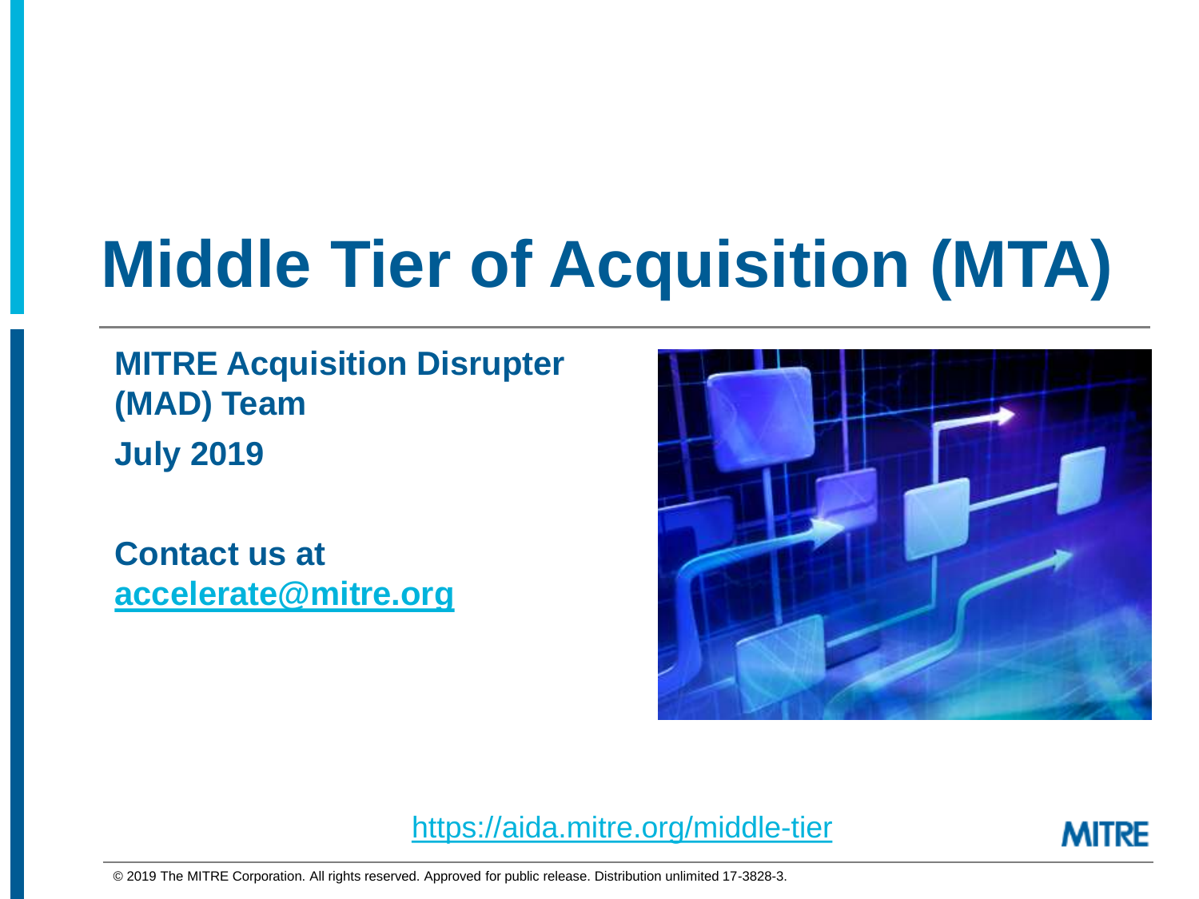# Middle Tier of Acquisition (MTA)

**MITRE Acquisition Disrupter (MAD) Team**

**July 2019**

**Contact us at accelerate@mitre.org**

https://aida.mitre.org/middle-tier

MITRE

© 2019 The MITRE Corporation. All rights reserved. Approved for public release. Distribution unlimited 17-3828-3.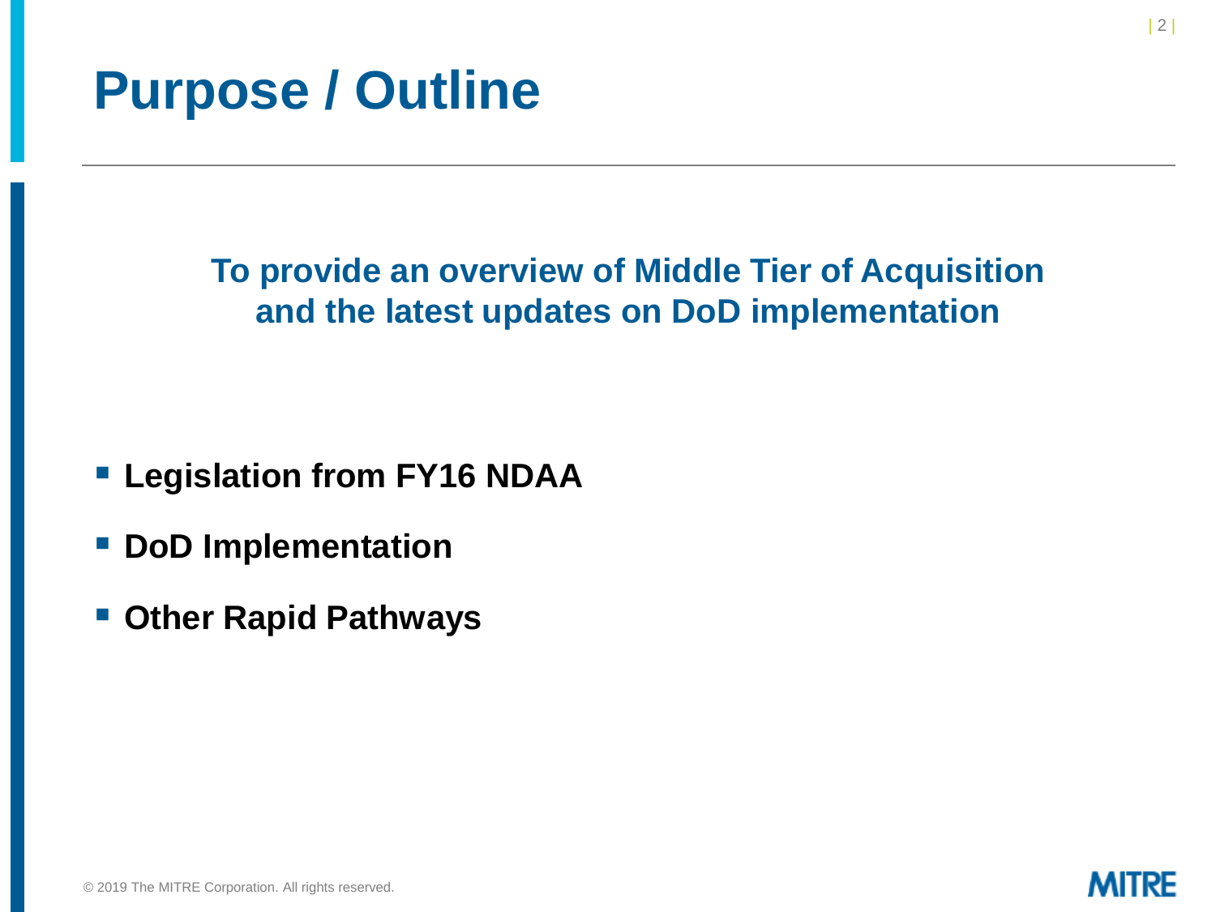# Purpose / Outline

**To provide an overview of Middle Tier of Acquisition and the latest updates on DoD implementation**

- **Legislation from FY16 NDAA**
- **DoD Implementation**
- **Other Rapid Pathways**

© 2019 The MITRE Corporation. All rights reserved.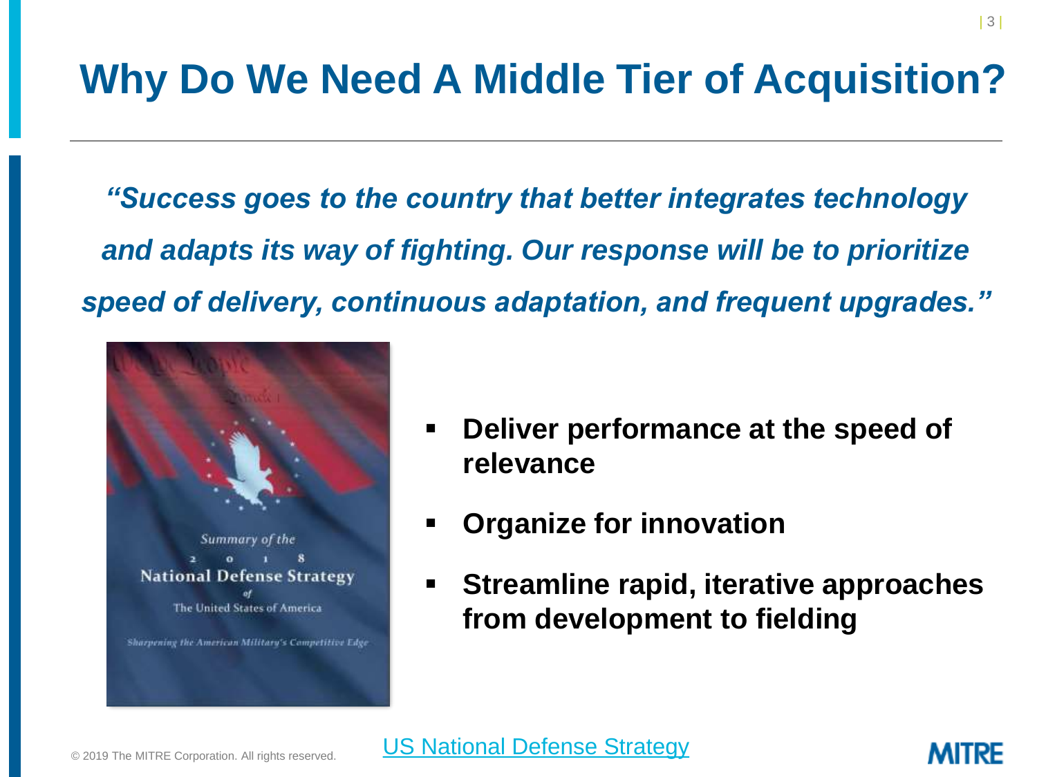# Why Do We Need A Middle Tier of Acquisition?

*"Success goes to the country that better integrates technology and adapts its way of fighting. Our response will be to prioritize speed of delivery, continuous adaptation, and frequent upgrades."*

- **Deliver performance at the speed of relevance**
- **Organize for innovation**
- **Streamline rapid, iterative approaches from development to fielding**

US National Defense Strategy

© 2019 The MITRE Corporation. All rights reserved.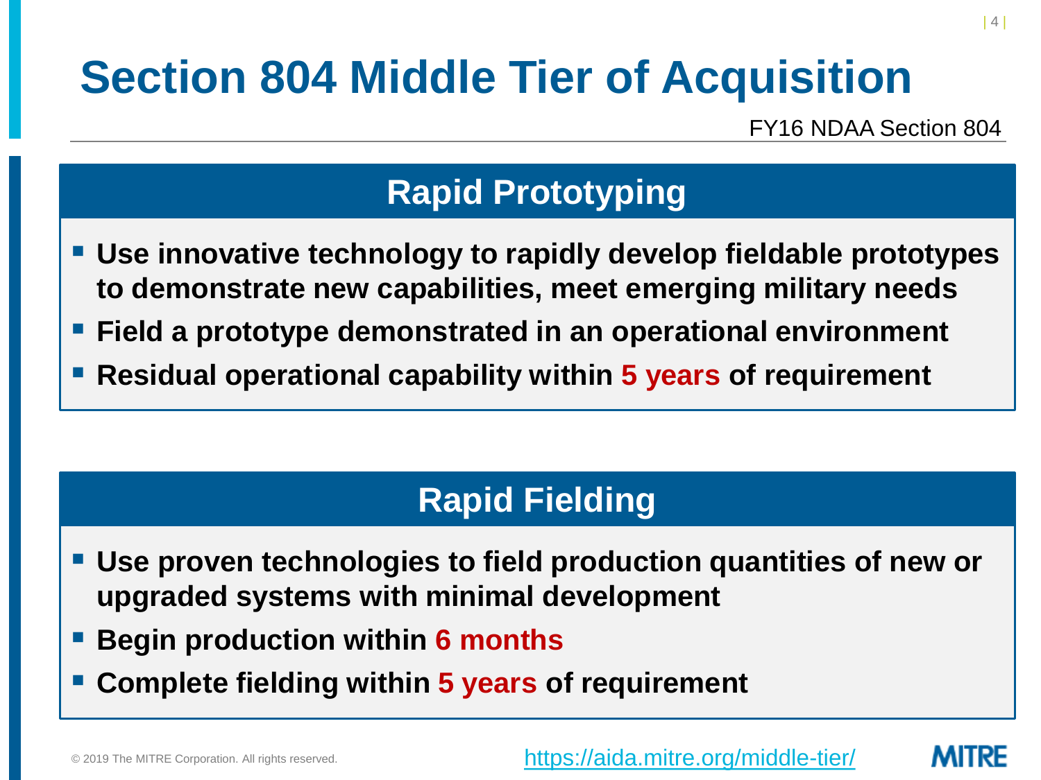# Section 804 Middle Tier of Acquisition

FY16 NDAA Section 804

## Rapid Prototyping

- **Use innovative technology to rapidly develop fieldable prototypes to demonstrate new capabilities, meet emerging military needs**
- **Field a prototype demonstrated in an operational environment**
- **Residual operational capability within 5 years of requirement**

## Rapid Fielding

- **Use proven technologies to field production quantities of new or upgraded systems with minimal development**
- **Begin production within 6 months**
- **Complete fielding within 5 years of requirement**

© 2019 The MITRE Corporation. All rights reserved.

https://aida.mitre.org/middle-tier/

MITRE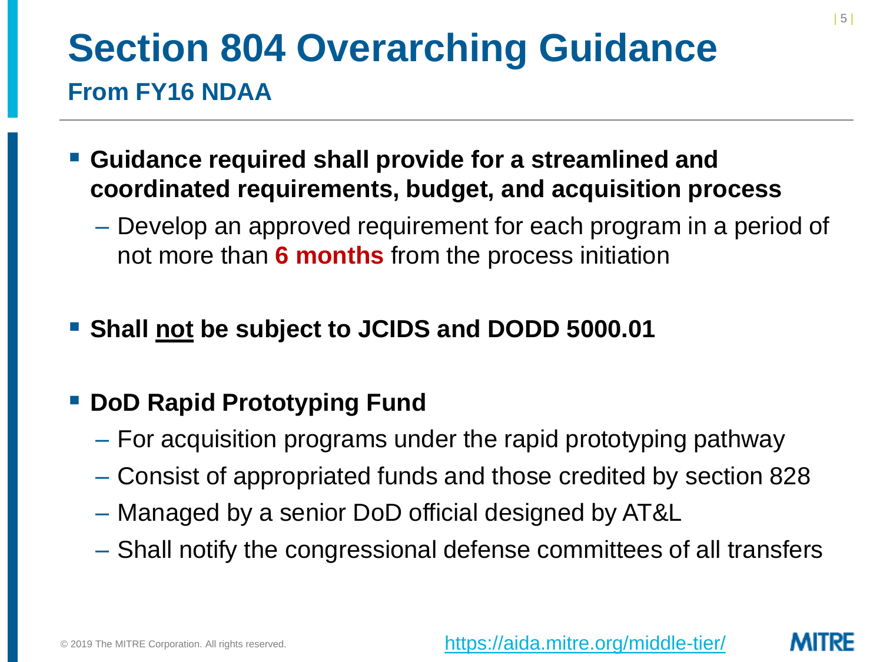# Section 804 Overarching Guidance

## From FY16 NDAA

- **Guidance required shall provide for a streamlined and coordinated requirements, budget, and acquisition process**
  - Develop an approved requirement for each program in a period of not more than **6 months** from the process initiation
- **Shall <u>not</u> be subject to JCIDS and DODD 5000.01**
- **DoD Rapid Prototyping Fund**
  - For acquisition programs under the rapid prototyping pathway
  - Consist of appropriated funds and those credited by section 828
  - Managed by a senior DoD official designed by AT&L
  - Shall notify the congressional defense committees of all transfers

© 2019 The MITRE Corporation. All rights reserved.

https://aida.mitre.org/middle-tier/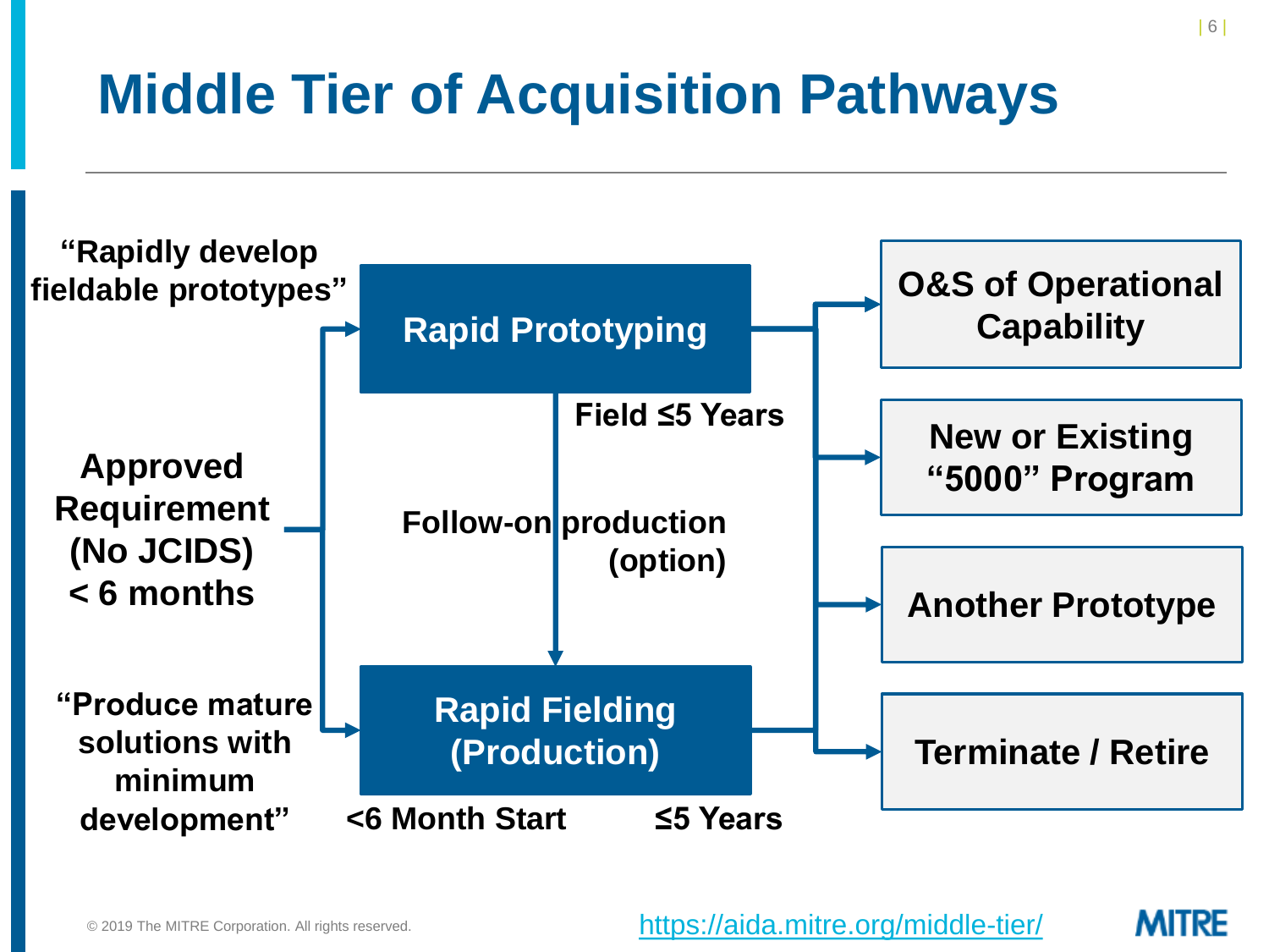# Middle Tier of Acquisition Pathways

"Rapidly develop fieldable prototypes"

Approved Requirement (No JCIDS) < 6 months

"Produce mature solutions with minimum development"

**Rapid Prototyping**

Field ≤5 Years

Follow-on production (option)

**Rapid Fielding (Production)**

<6 Month Start ≤5 Years

- O&S of Operational Capability
- New or Existing "5000" Program
- Another Prototype
- Terminate / Retire

© 2019 The MITRE Corporation. All rights reserved.

https://aida.mitre.org/middle-tier/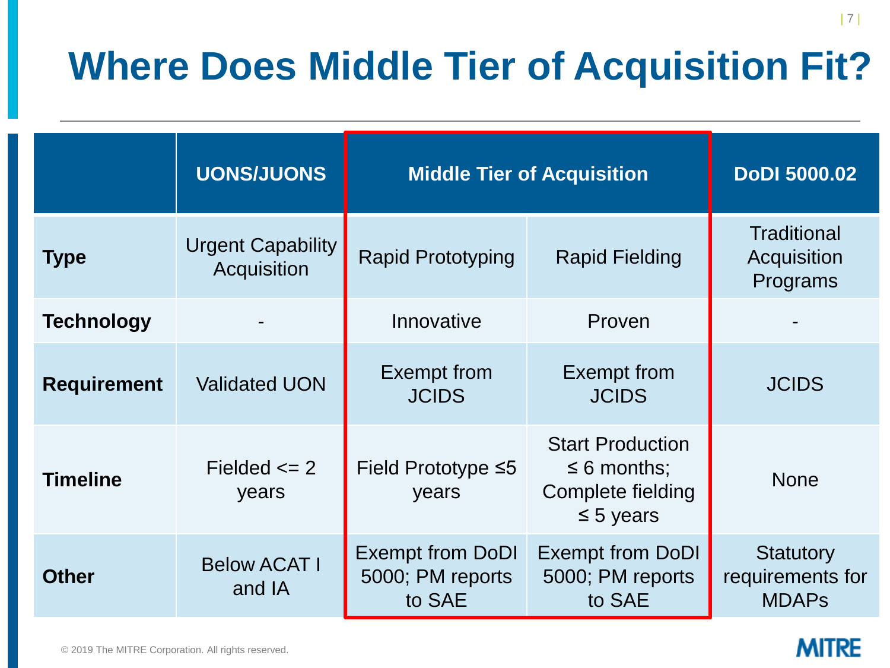# Where Does Middle Tier of Acquisition Fit?

| | UONS/JUONS | Middle Tier of Acquisition | | DoDI 5000.02 |
|---|---|---|---|---|
| **Type** | Urgent Capability Acquisition | Rapid Prototyping | Rapid Fielding | Traditional Acquisition Programs |
| **Technology** | - | Innovative | Proven | - |
| **Requirement** | Validated UON | Exempt from JCIDS | Exempt from JCIDS | JCIDS |
| **Timeline** | Fielded <= 2 years | Field Prototype ≤5 years | Start Production ≤ 6 months; Complete fielding ≤ 5 years | None |
| **Other** | Below ACAT I and IA | Exempt from DoDI 5000; PM reports to SAE | Exempt from DoDI 5000; PM reports to SAE | Statutory requirements for MDAPs |

© 2019 The MITRE Corporation. All rights reserved.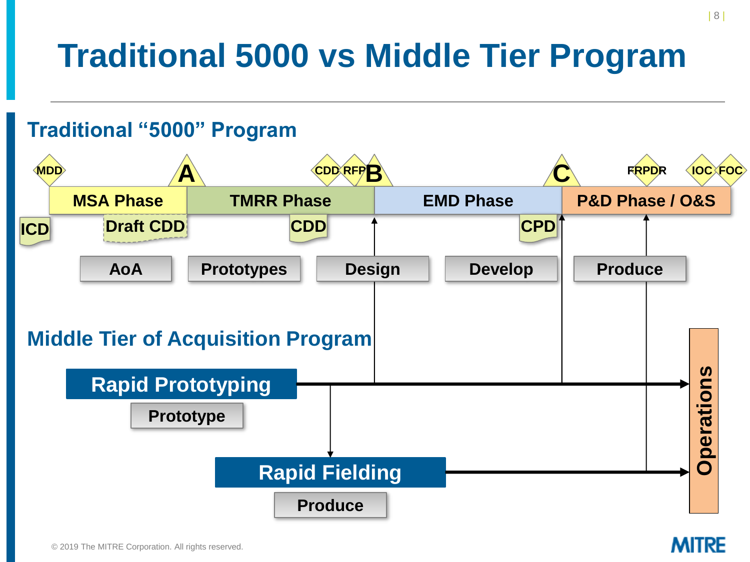# Traditional 5000 vs Middle Tier Program

## Traditional "5000" Program

MDD | A | CDD | RFP | B | C | FRPDR | IOC | FOC

MSA Phase | TMRR Phase | EMD Phase | P&D Phase / O&S

ICD | Draft CDD | CDD | CPD

AoA | Prototypes | Design | Develop | Produce

## Middle Tier of Acquisition Program

**Rapid Prototyping**

Prototype

**Rapid Fielding**

Produce

**Operations**

© 2019 The MITRE Corporation. All rights reserved.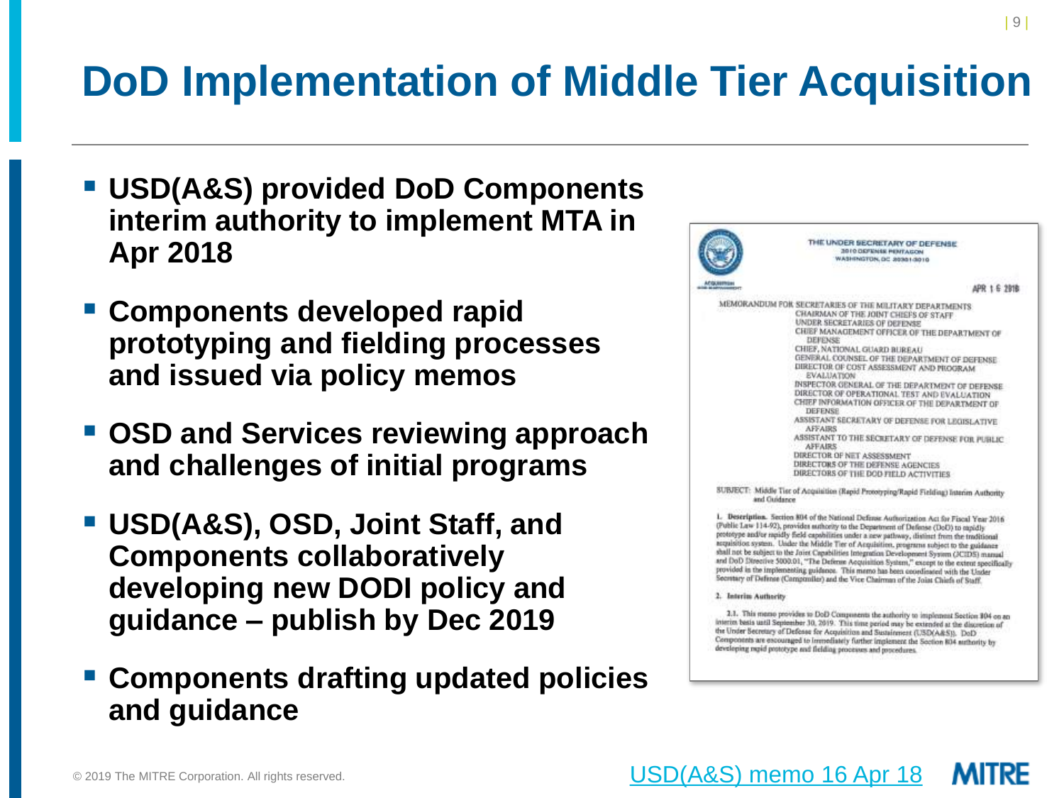# DoD Implementation of Middle Tier Acquisition

- **USD(A&S) provided DoD Components interim authority to implement MTA in Apr 2018**
- **Components developed rapid prototyping and fielding processes and issued via policy memos**
- **OSD and Services reviewing approach and challenges of initial programs**
- **USD(A&S), OSD, Joint Staff, and Components collaboratively developing new DODI policy and guidance – publish by Dec 2019**
- **Components drafting updated policies and guidance**

THE UNDER SECRETARY OF DEFENSE
3010 DEFENSE PENTAGON
WASHINGTON, DC 20301-3010

APR 16 2018

MEMORANDUM FOR SECRETARIES OF THE MILITARY DEPARTMENTS
CHAIRMAN OF THE JOINT CHIEFS OF STAFF
UNDER SECRETARIES OF DEFENSE
CHIEF MANAGEMENT OFFICER OF THE DEPARTMENT OF DEFENSE
CHIEF, NATIONAL GUARD BUREAU
GENERAL COUNSEL OF THE DEPARTMENT OF DEFENSE
DIRECTOR OF COST ASSESSMENT AND PROGRAM EVALUATION
INSPECTOR GENERAL OF THE DEPARTMENT OF DEFENSE
DIRECTOR OF OPERATIONAL TEST AND EVALUATION
CHIEF INFORMATION OFFICER OF THE DEPARTMENT OF DEFENSE
ASSISTANT SECRETARY OF DEFENSE FOR LEGISLATIVE AFFAIRS
ASSISTANT TO THE SECRETARY OF DEFENSE FOR PUBLIC AFFAIRS
DIRECTOR OF NET ASSESSMENT
DIRECTORS OF THE DEFENSE AGENCIES
DIRECTORS OF THE DOD FIELD ACTIVITIES

SUBJECT: Middle Tier of Acquisition (Rapid Prototyping/Rapid Fielding) Interim Authority and Guidance

1. **Description.** Section 804 of the National Defense Authorization Act for Fiscal Year 2016 (Public Law 114-92), provides authority to the Department of Defense (DoD) to rapidly prototype and/or rapidly field capabilities under a new pathway, distinct from the traditional acquisition system. Under the Middle Tier of Acquisition, programs subject to the guidance shall not be subject to the Joint Capabilities Integration Development System (JCIDS) manual and DoD Directive 5000.01, "The Defense Acquisition System," except to the extent specifically provided in the implementing guidance. This memo has been coordinated with the Under Secretary of Defense (Comptroller) and the Vice Chairman of the Joint Chiefs of Staff.

2. **Interim Authority**

2.1. This memo provides to DoD Components the authority to implement Section 804 on an interim basis until September 30, 2019. This time period may be extended at the discretion of the Under Secretary of Defense for Acquisition and Sustainment (USD(A&S)). DoD Components are encouraged to immediately further implement the Section 804 authority by developing rapid prototype and fielding processes and procedures.

USD(A&S) memo 16 Apr 18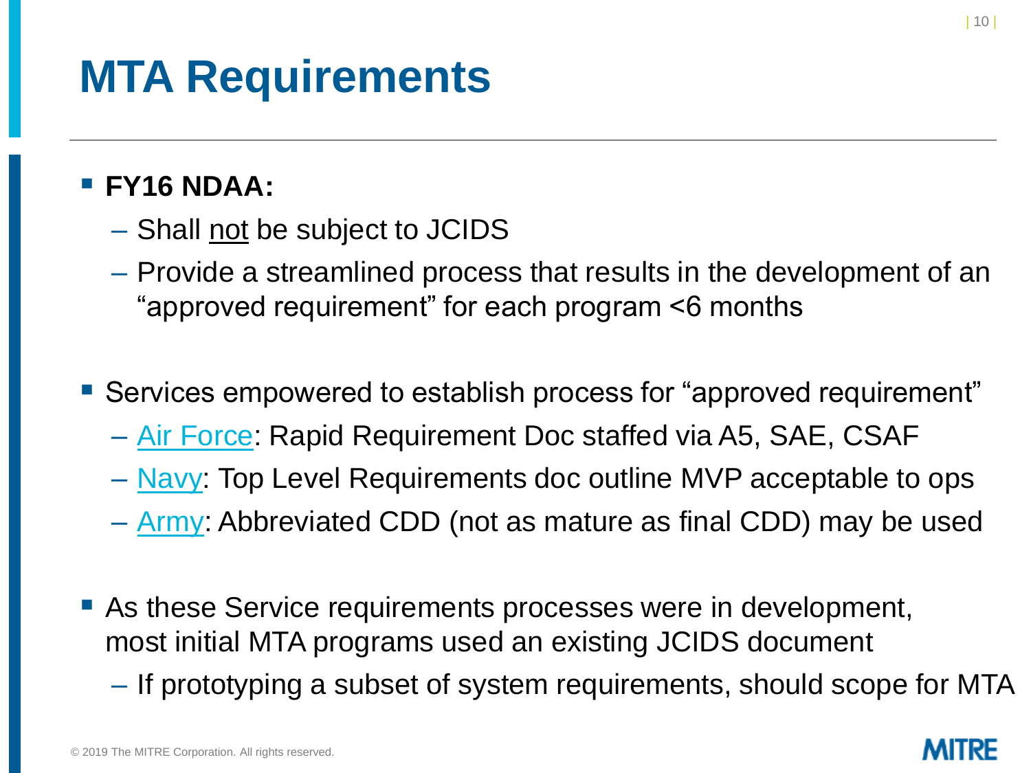# MTA Requirements

- **FY16 NDAA:**
  - Shall <u>not</u> be subject to JCIDS
  - Provide a streamlined process that results in the development of an "approved requirement" for each program <6 months

- Services empowered to establish process for "approved requirement"
  - Air Force: Rapid Requirement Doc staffed via A5, SAE, CSAF
  - Navy: Top Level Requirements doc outline MVP acceptable to ops
  - Army: Abbreviated CDD (not as mature as final CDD) may be used

- As these Service requirements processes were in development, most initial MTA programs used an existing JCIDS document
  - If prototyping a subset of system requirements, should scope for MTA

© 2019 The MITRE Corporation. All rights reserved.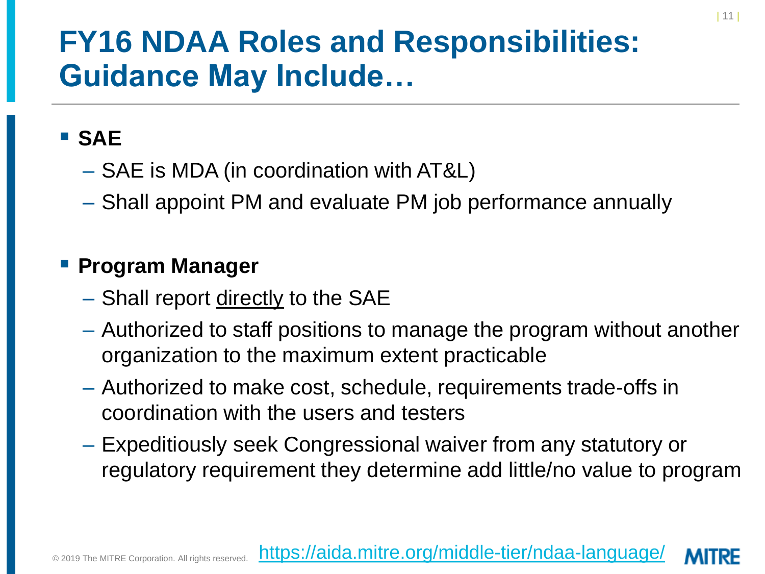# FY16 NDAA Roles and Responsibilities: Guidance May Include…

- **SAE**
  - SAE is MDA (in coordination with AT&L)
  - Shall appoint PM and evaluate PM job performance annually

- **Program Manager**
  - Shall report <u>directly</u> to the SAE
  - Authorized to staff positions to manage the program without another organization to the maximum extent practicable
  - Authorized to make cost, schedule, requirements trade-offs in coordination with the users and testers
  - Expeditiously seek Congressional waiver from any statutory or regulatory requirement they determine add little/no value to program

© 2019 The MITRE Corporation. All rights reserved. https://aida.mitre.org/middle-tier/ndaa-language/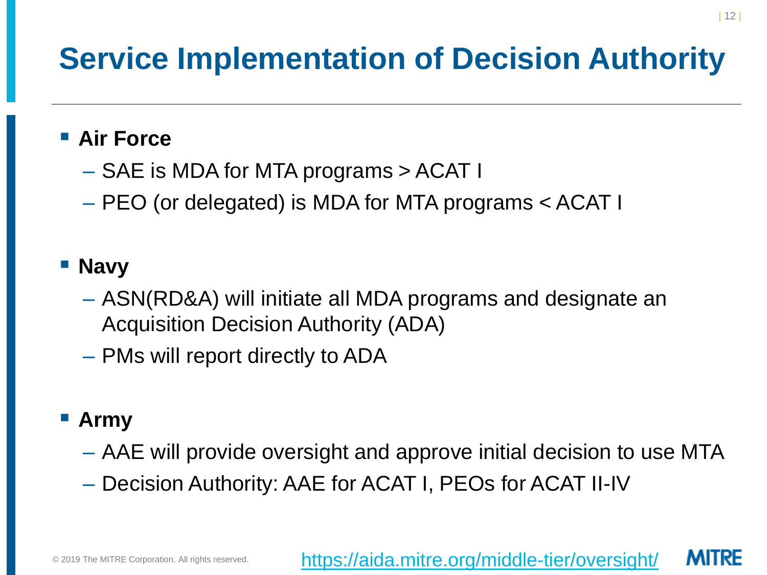# Service Implementation of Decision Authority

- **Air Force**
  - SAE is MDA for MTA programs > ACAT I
  - PEO (or delegated) is MDA for MTA programs < ACAT I

- **Navy**
  - ASN(RD&A) will initiate all MDA programs and designate an Acquisition Decision Authority (ADA)
  - PMs will report directly to ADA

- **Army**
  - AAE will provide oversight and approve initial decision to use MTA
  - Decision Authority: AAE for ACAT I, PEOs for ACAT II-IV

© 2019 The MITRE Corporation. All rights reserved.

https://aida.mitre.org/middle-tier/oversight/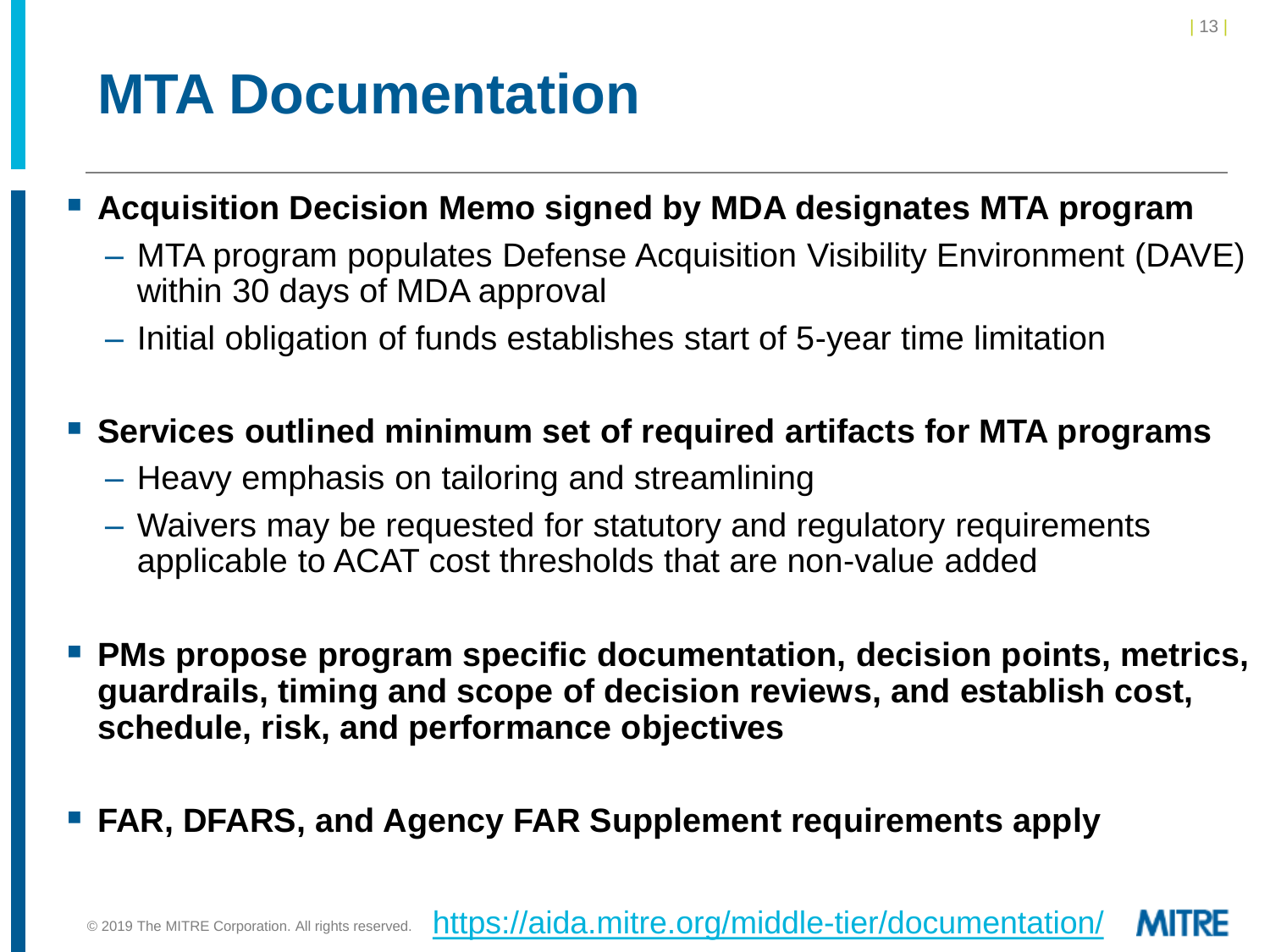# MTA Documentation

- **Acquisition Decision Memo signed by MDA designates MTA program**
  - MTA program populates Defense Acquisition Visibility Environment (DAVE) within 30 days of MDA approval
  - Initial obligation of funds establishes start of 5-year time limitation
- **Services outlined minimum set of required artifacts for MTA programs**
  - Heavy emphasis on tailoring and streamlining
  - Waivers may be requested for statutory and regulatory requirements applicable to ACAT cost thresholds that are non-value added
- **PMs propose program specific documentation, decision points, metrics, guardrails, timing and scope of decision reviews, and establish cost, schedule, risk, and performance objectives**
- **FAR, DFARS, and Agency FAR Supplement requirements apply**

© 2019 The MITRE Corporation. All rights reserved. https://aida.mitre.org/middle-tier/documentation/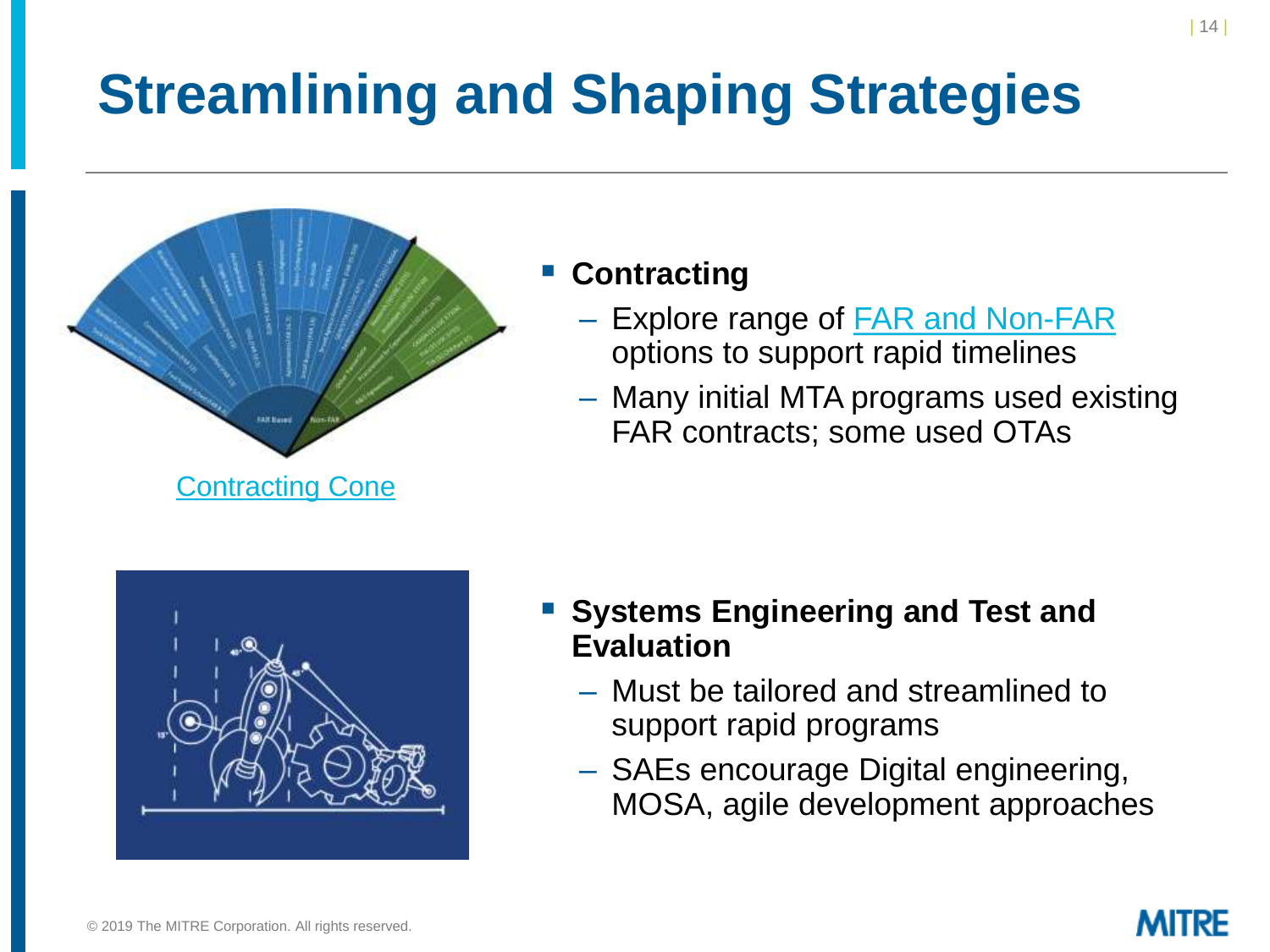# Streamlining and Shaping Strategies

Contracting Cone

- **Contracting**
  - Explore range of FAR and Non-FAR options to support rapid timelines
  - Many initial MTA programs used existing FAR contracts; some used OTAs

- **Systems Engineering and Test and Evaluation**
  - Must be tailored and streamlined to support rapid programs
  - SAEs encourage Digital engineering, MOSA, agile development approaches

© 2019 The MITRE Corporation. All rights reserved.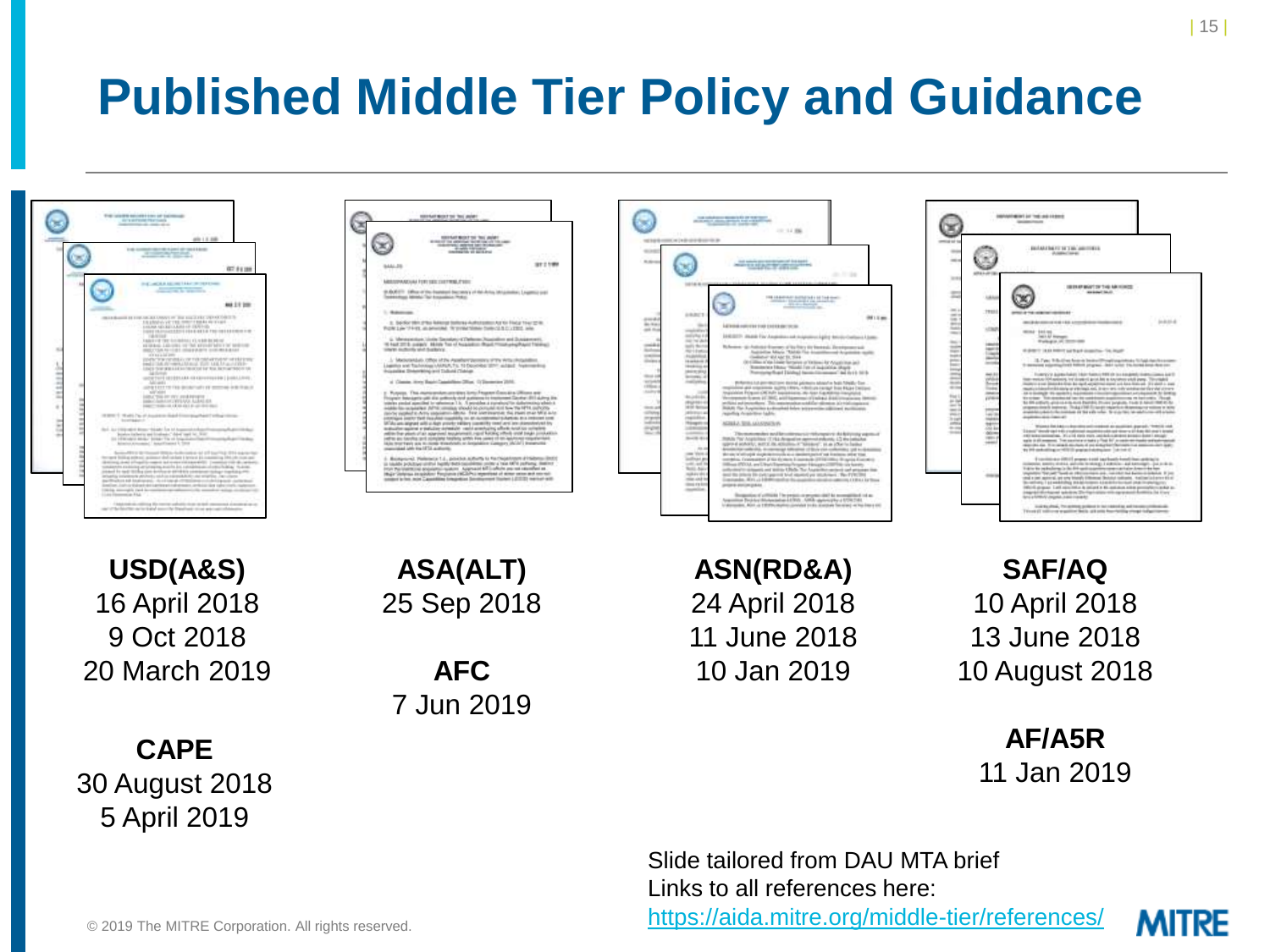# Published Middle Tier Policy and Guidance

**USD(A&S)**
16 April 2018
9 Oct 2018
20 March 2019

**CAPE**
30 August 2018
5 April 2019

**ASA(ALT)**
25 Sep 2018

**AFC**
7 Jun 2019

**ASN(RD&A)**
24 April 2018
11 June 2018
10 Jan 2019

**SAF/AQ**
10 April 2018
13 June 2018
10 August 2018

**AF/A5R**
11 Jan 2019

Slide tailored from DAU MTA brief
Links to all references here:
https://aida.mitre.org/middle-tier/references/

© 2019 The MITRE Corporation. All rights reserved.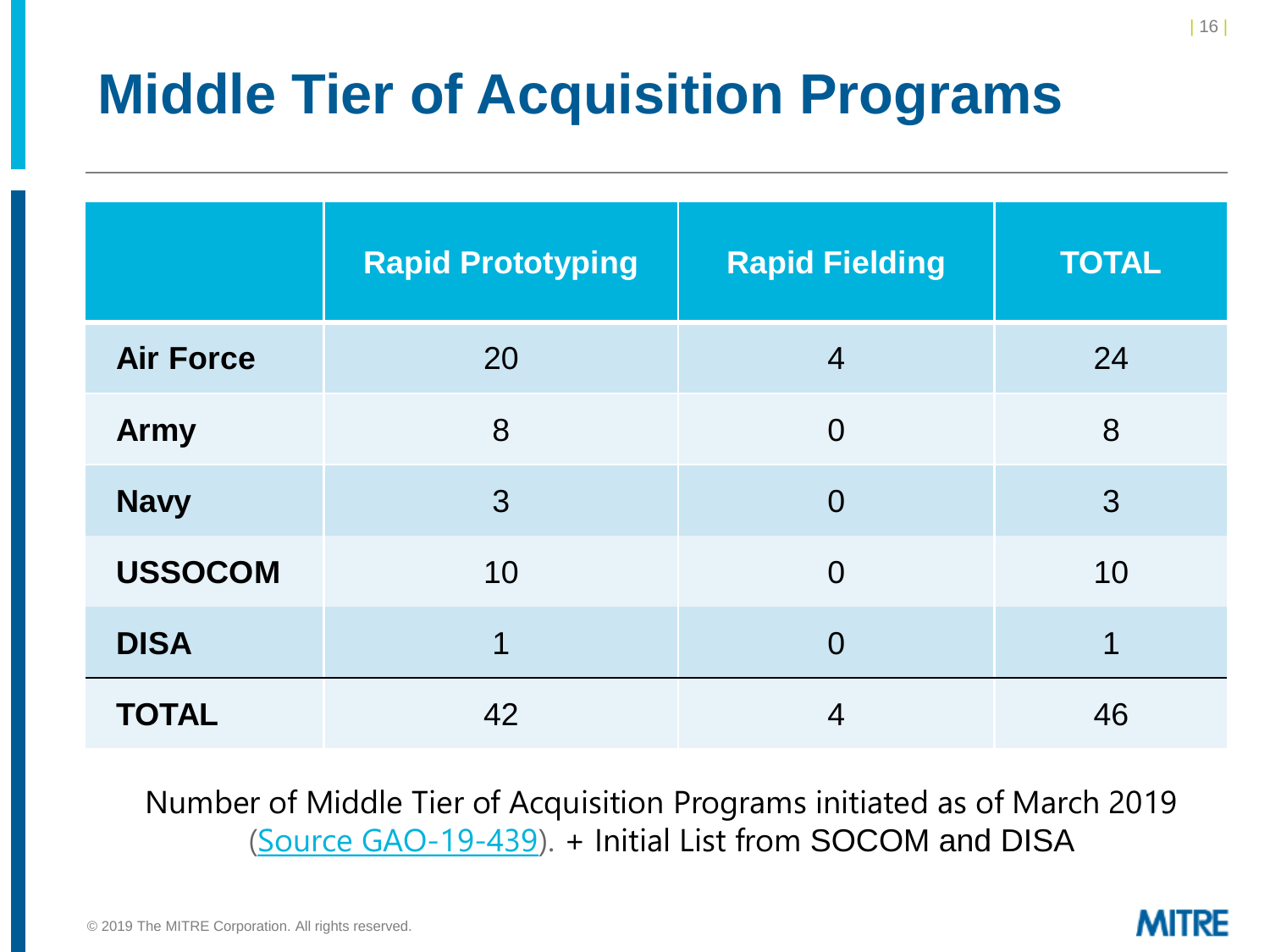# Middle Tier of Acquisition Programs

| | Rapid Prototyping | Rapid Fielding | TOTAL |
|---|---|---|---|
| **Air Force** | 20 | 4 | 24 |
| **Army** | 8 | 0 | 8 |
| **Navy** | 3 | 0 | 3 |
| **USSOCOM** | 10 | 0 | 10 |
| **DISA** | 1 | 0 | 1 |
| **TOTAL** | 42 | 4 | 46 |

Number of Middle Tier of Acquisition Programs initiated as of March 2019 (Source GAO-19-439). + Initial List from SOCOM and DISA

© 2019 The MITRE Corporation. All rights reserved.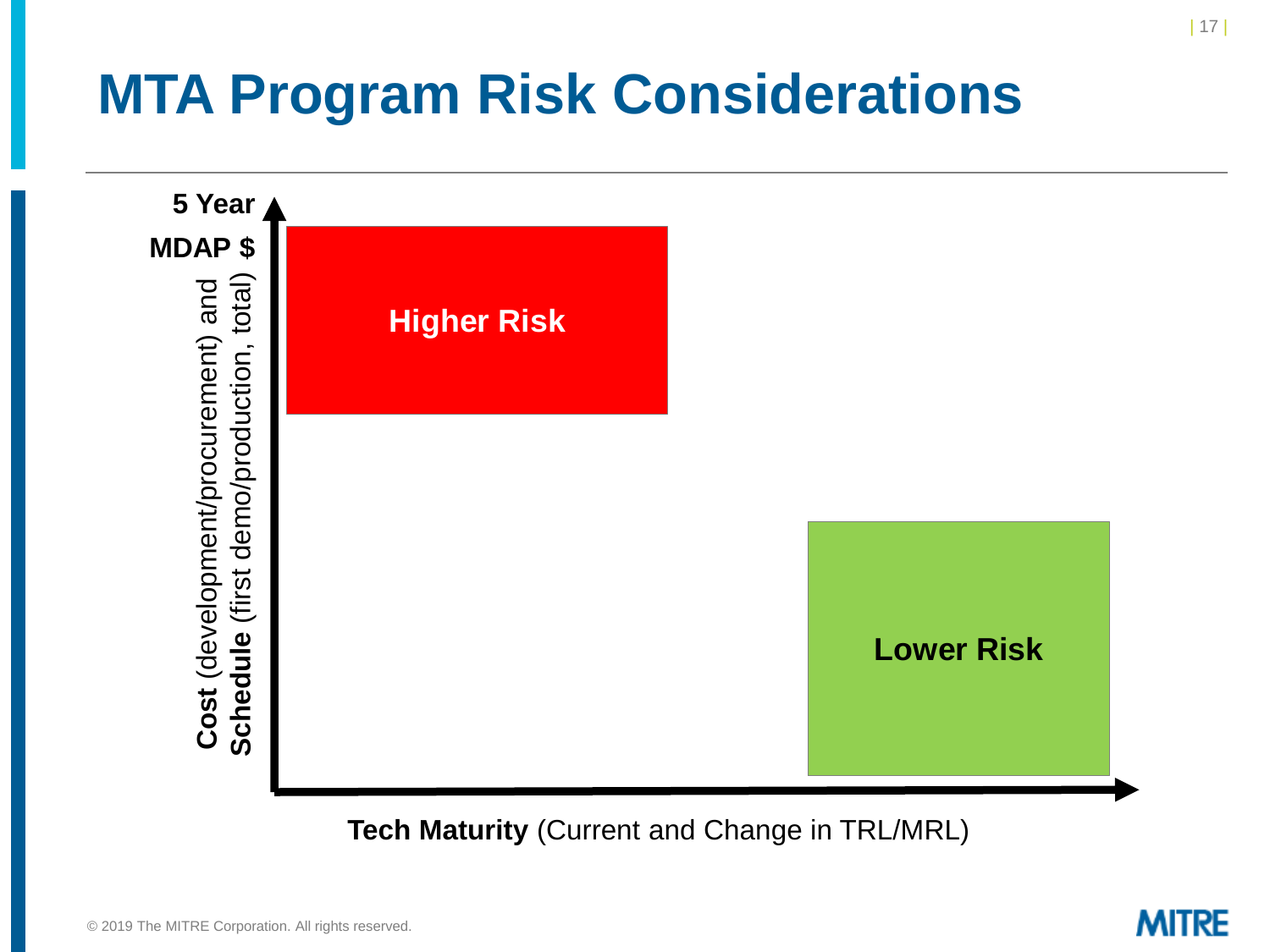# MTA Program Risk Considerations

5 Year MDAP $

**Cost** (development/procurement) and **Schedule** (first demo/production, total)

Higher Risk

Lower Risk

**Tech Maturity** (Current and Change in TRL/MRL)

© 2019 The MITRE Corporation. All rights reserved.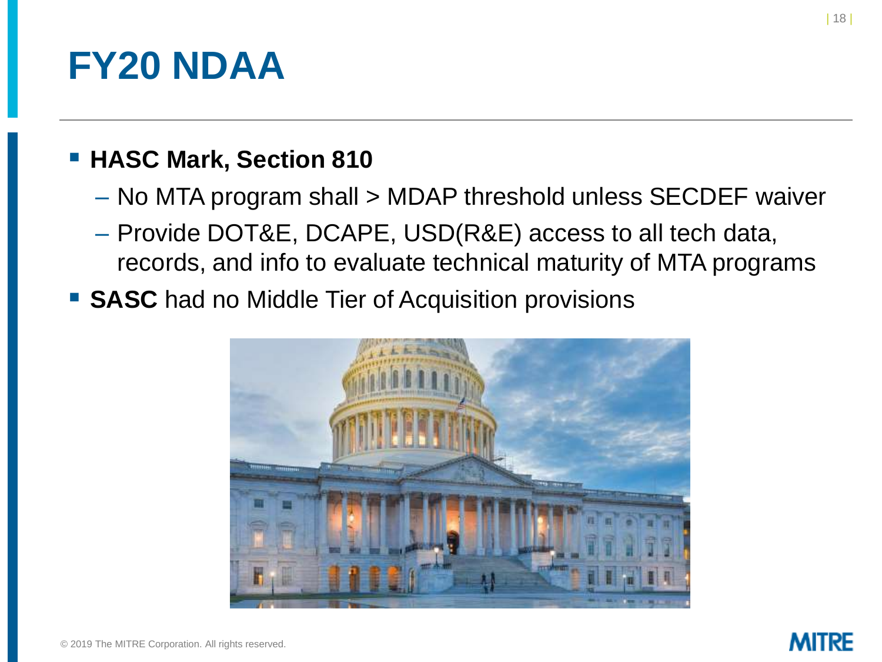# FY20 NDAA

- **HASC Mark, Section 810**
  - No MTA program shall > MDAP threshold unless SECDEF waiver
  - Provide DOT&E, DCAPE, USD(R&E) access to all tech data, records, and info to evaluate technical maturity of MTA programs
- **SASC** had no Middle Tier of Acquisition provisions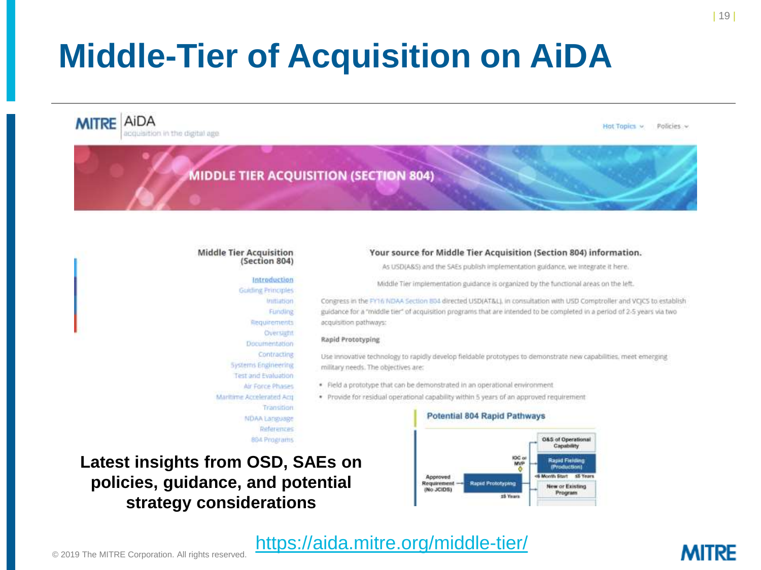# Middle-Tier of Acquisition on AiDA

MITRE | AiDA
acquisition in the digital age

Hot Topics | Policies

MIDDLE TIER ACQUISITION (SECTION 804)

**Middle Tier Acquisition (Section 804)**

- Introduction
- Guiding Principles
- Initiation
- Funding
- Requirements
- Oversight
- Documentation
- Contracting
- Systems Engineering
- Test and Evaluation
- Air Force Phases
- Maritime Accelerated Acq
- Transition
- NDAA Language
- References
- 804 Programs

**Your source for Middle Tier Acquisition (Section 804) information.**

As USD(A&S) and the SAEs publish implementation guidance, we integrate it here.

Middle Tier implementation guidance is organized by the functional areas on the left.

Congress in the FY16 NDAA Section 804 directed USD(AT&L), in consultation with USD Comptroller and VCJCS to establish guidance for a "middle tier" of acquisition programs that are intended to be completed in a period of 2-5 years via two acquisition pathways:

**Rapid Prototyping**

Use innovative technology to rapidly develop fieldable prototypes to demonstrate new capabilities, meet emerging military needs. The objectives are:

- Field a prototype that can be demonstrated in an operational environment
- Provide for residual operational capability within 5 years of an approved requirement

**Potential 804 Rapid Pathways**

Approved Requirement (No JCIDS) → Rapid Prototyping (≤5 Years) → IOC or MVP → O&S of Operational Capability; Rapid Fielding (Production) (<6 Month Start, ≤5 Years); New or Existing Program

**Latest insights from OSD, SAEs on policies, guidance, and potential strategy considerations**

https://aida.mitre.org/middle-tier/

© 2019 The MITRE Corporation. All rights reserved.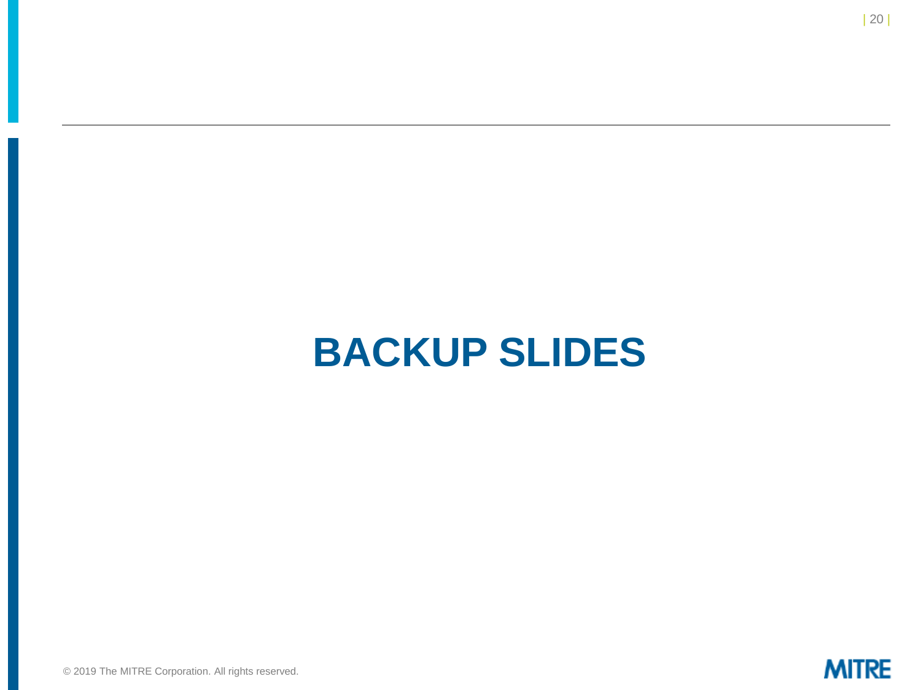# BACKUP SLIDES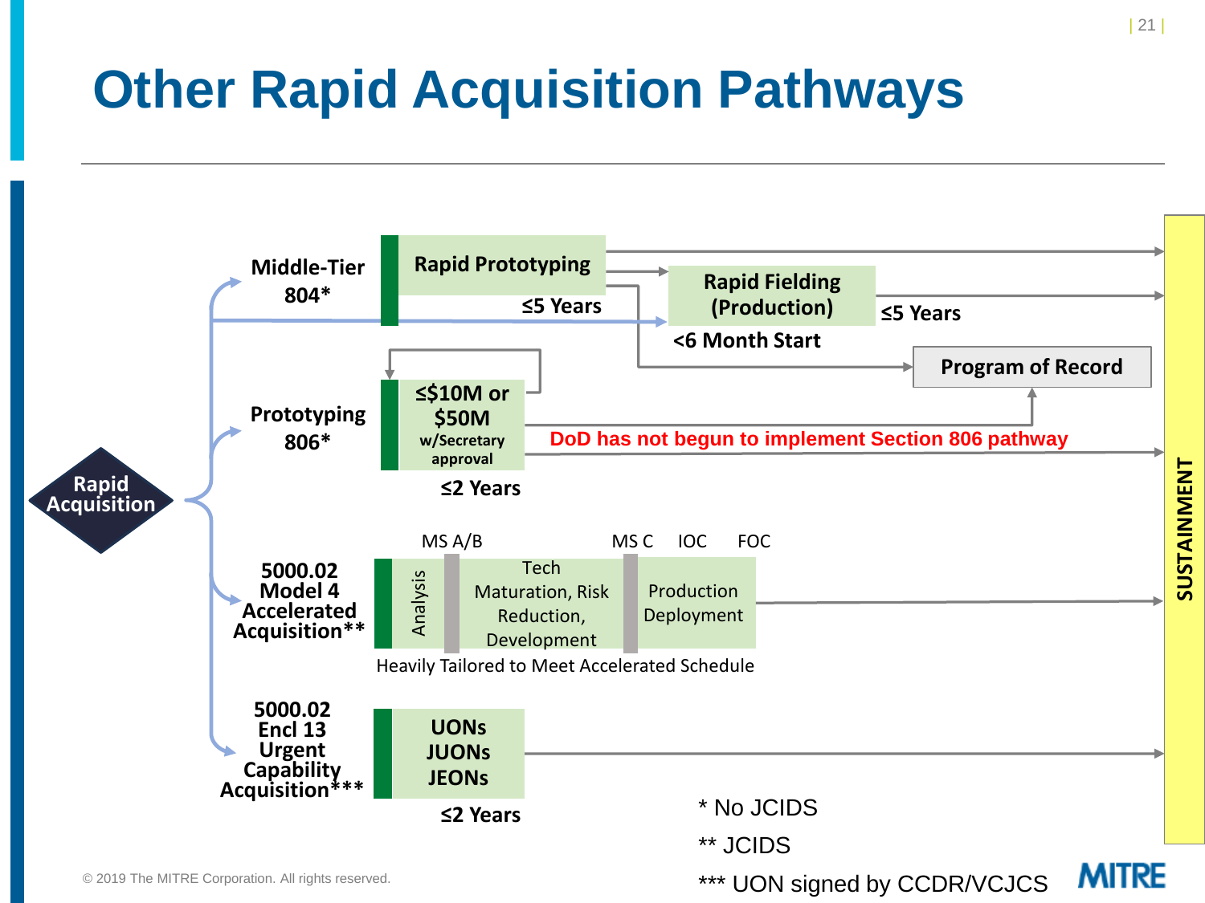# Other Rapid Acquisition Pathways

**Rapid Acquisition**

**Middle-Tier 804***

- **Rapid Prototyping** — ≤5 Years
- **Rapid Fielding (Production)** — <6 Month Start — ≤5 Years
- **Program of Record**

**Prototyping 806***

- **≤$10M or $50M w/Secretary approval** — ≤2 Years
- DoD has not begun to implement Section 806 pathway

**5000.02 Model 4 Accelerated Acquisition****

- MS A/B — MS C — IOC — FOC
- Analysis
- Tech Maturation, Risk Reduction, Development
- Production Deployment
- Heavily Tailored to Meet Accelerated Schedule

**5000.02 Encl 13 Urgent Capability Acquisition*****

- **UONs JUONs JEONs** — ≤2 Years

**SUSTAINMENT**

\* No JCIDS

\*\* JCIDS

\*\*\* UON signed by CCDR/VCJCS

© 2019 The MITRE Corporation. All rights reserved.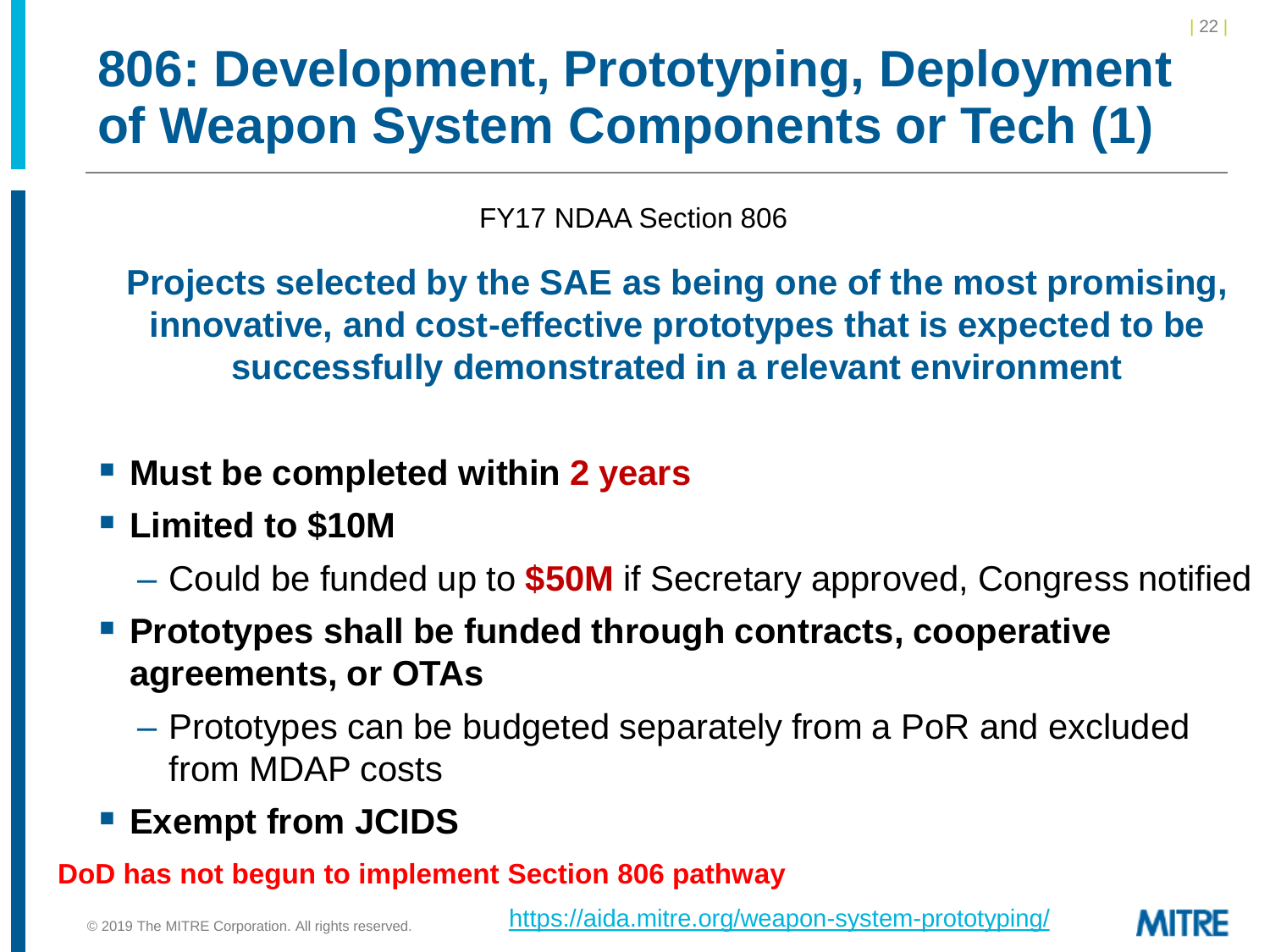# 806: Development, Prototyping, Deployment of Weapon System Components or Tech (1)

FY17 NDAA Section 806

**Projects selected by the SAE as being one of the most promising, innovative, and cost-effective prototypes that is expected to be successfully demonstrated in a relevant environment**

- **Must be completed within 2 years**
- **Limited to $10M**
  - Could be funded up to **$50M** if Secretary approved, Congress notified
- **Prototypes shall be funded through contracts, cooperative agreements, or OTAs**
  - Prototypes can be budgeted separately from a PoR and excluded from MDAP costs
- **Exempt from JCIDS**

**DoD has not begun to implement Section 806 pathway**

© 2019 The MITRE Corporation. All rights reserved.

https://aida.mitre.org/weapon-system-prototyping/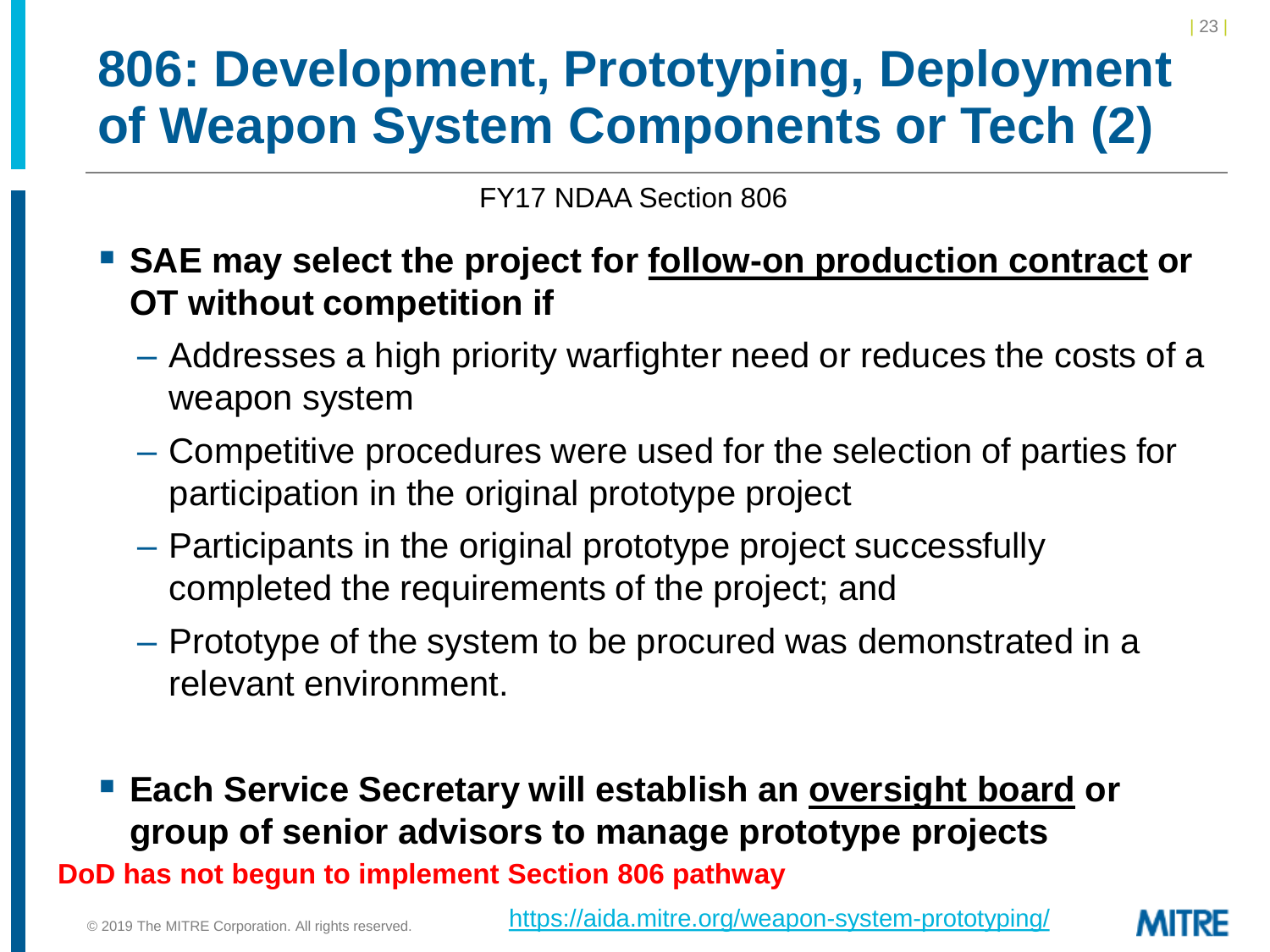# 806: Development, Prototyping, Deployment of Weapon System Components or Tech (2)

FY17 NDAA Section 806

- **SAE may select the project for <u>follow-on production contract</u> or OT without competition if**
  - Addresses a high priority warfighter need or reduces the costs of a weapon system
  - Competitive procedures were used for the selection of parties for participation in the original prototype project
  - Participants in the original prototype project successfully completed the requirements of the project; and
  - Prototype of the system to be procured was demonstrated in a relevant environment.

- **Each Service Secretary will establish an <u>oversight board</u> or group of senior advisors to manage prototype projects**

**DoD has not begun to implement Section 806 pathway**

© 2019 The MITRE Corporation. All rights reserved.

https://aida.mitre.org/weapon-system-prototyping/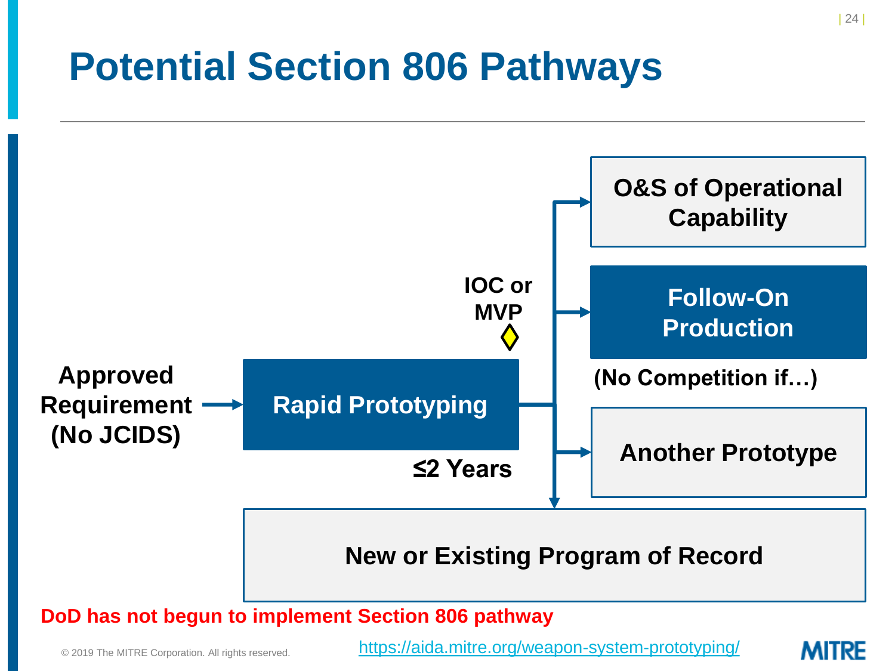# Potential Section 806 Pathways

Approved Requirement (No JCIDS) → Rapid Prototyping (≤2 Years)

IOC or MVP

- O&S of Operational Capability
- Follow-On Production (No Competition if…)
- Another Prototype
- New or Existing Program of Record

**DoD has not begun to implement Section 806 pathway**

© 2019 The MITRE Corporation. All rights reserved.

https://aida.mitre.org/weapon-system-prototyping/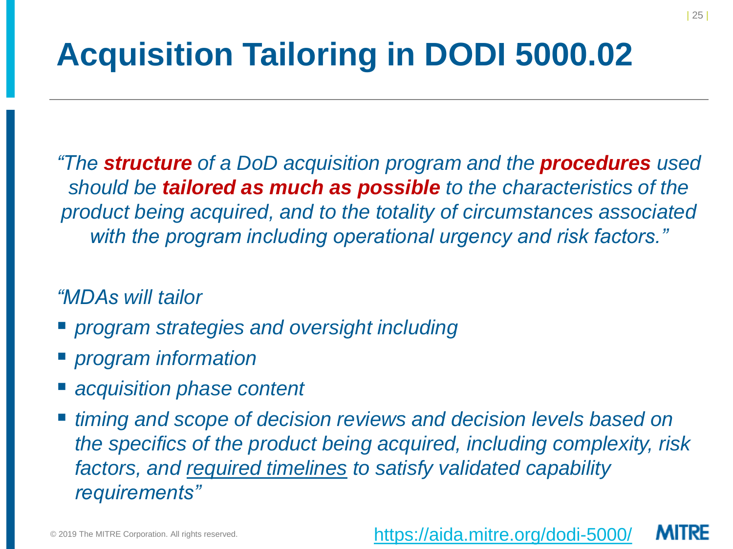# Acquisition Tailoring in DODI 5000.02

*"The **structure** of a DoD acquisition program and the **procedures** used should be **tailored as much as possible** to the characteristics of the product being acquired, and to the totality of circumstances associated with the program including operational urgency and risk factors."*

*"MDAs will tailor*

- *program strategies and oversight including*
- *program information*
- *acquisition phase content*
- *timing and scope of decision reviews and decision levels based on the specifics of the product being acquired, including complexity, risk factors, and <u>required timelines</u> to satisfy validated capability requirements"*

© 2019 The MITRE Corporation. All rights reserved.

https://aida.mitre.org/dodi-5000/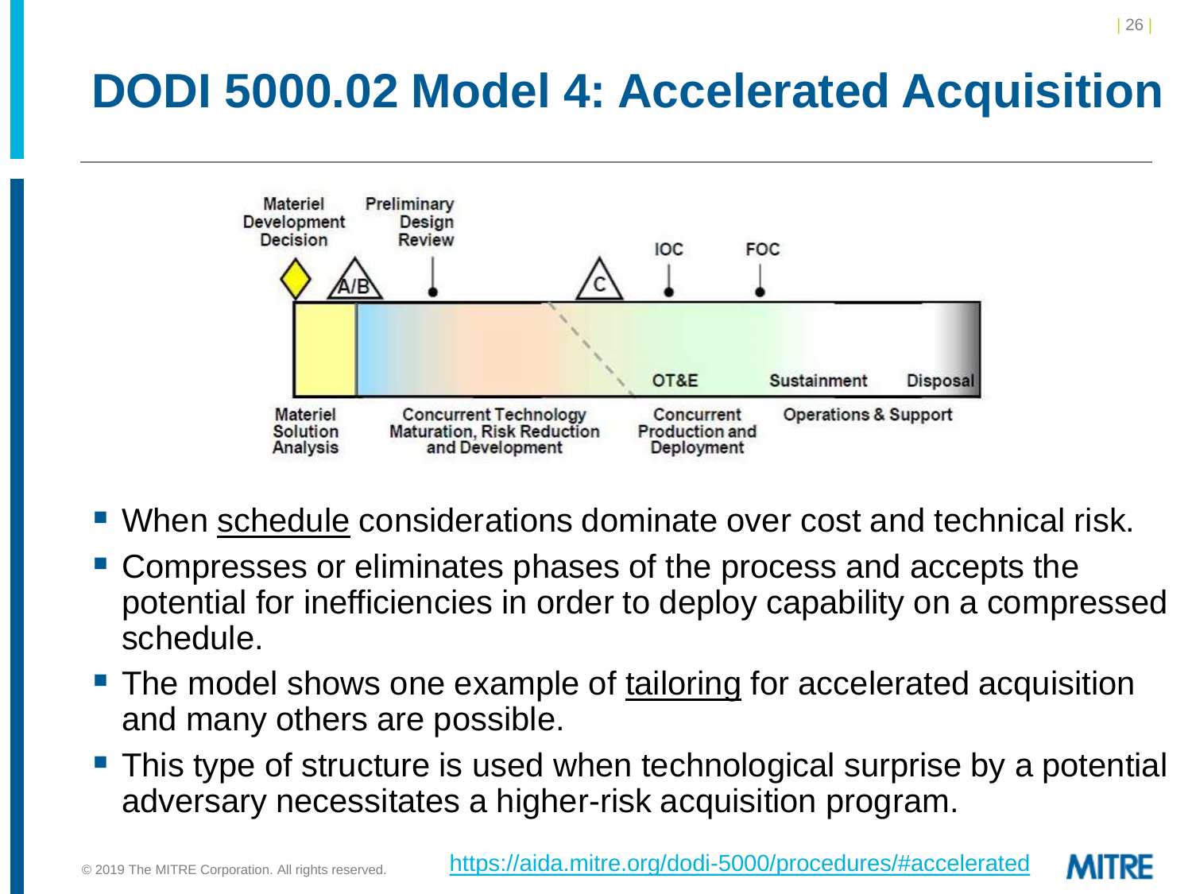# DODI 5000.02 Model 4: Accelerated Acquisition

Materiel Development Decision | A/B | Preliminary Design Review | C | IOC | FOC

OT&E | Sustainment | Disposal

Materiel Solution Analysis | Concurrent Technology Maturation, Risk Reduction and Development | Concurrent Production and Deployment | Operations & Support

- When schedule considerations dominate over cost and technical risk.
- Compresses or eliminates phases of the process and accepts the potential for inefficiencies in order to deploy capability on a compressed schedule.
- The model shows one example of tailoring for accelerated acquisition and many others are possible.
- This type of structure is used when technological surprise by a potential adversary necessitates a higher-risk acquisition program.

© 2019 The MITRE Corporation. All rights reserved.

https://aida.mitre.org/dodi-5000/procedures/#accelerated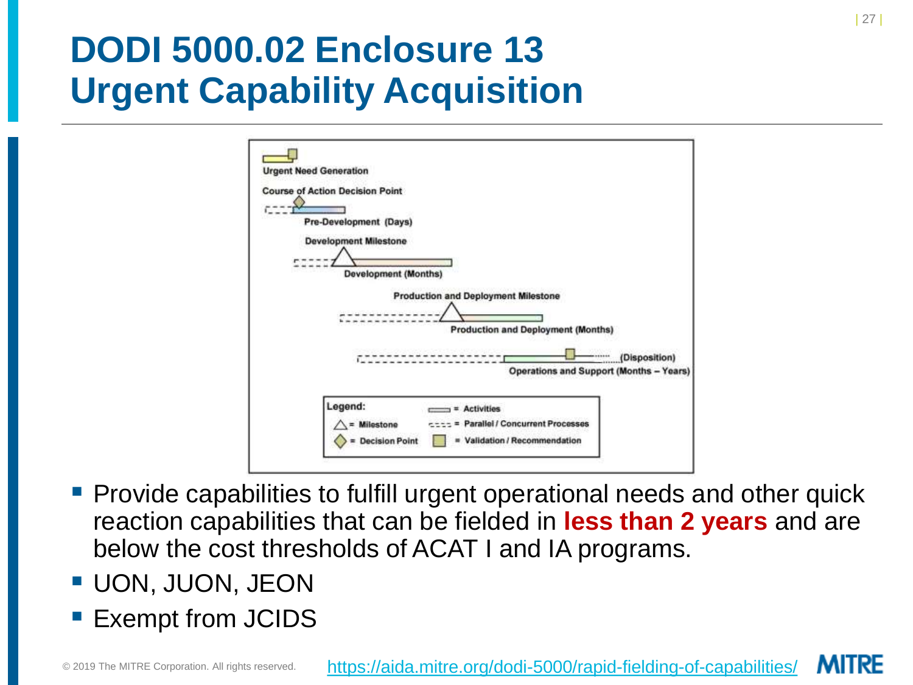# DODI 5000.02 Enclosure 13 Urgent Capability Acquisition

Urgent Need Generation

Course of Action Decision Point

Pre-Development (Days)

Development Milestone

Development (Months)

Production and Deployment Milestone

Production and Deployment (Months)

(Disposition)

Operations and Support (Months – Years)

Legend:
- △ = Milestone
- ◇ = Decision Point
- = Activities
- = Parallel / Concurrent Processes
- = Validation / Recommendation

- Provide capabilities to fulfill urgent operational needs and other quick reaction capabilities that can be fielded in **less than 2 years** and are below the cost thresholds of ACAT I and IA programs.
- UON, JUON, JEON
- Exempt from JCIDS

© 2019 The MITRE Corporation. All rights reserved.

https://aida.mitre.org/dodi-5000/rapid-fielding-of-capabilities/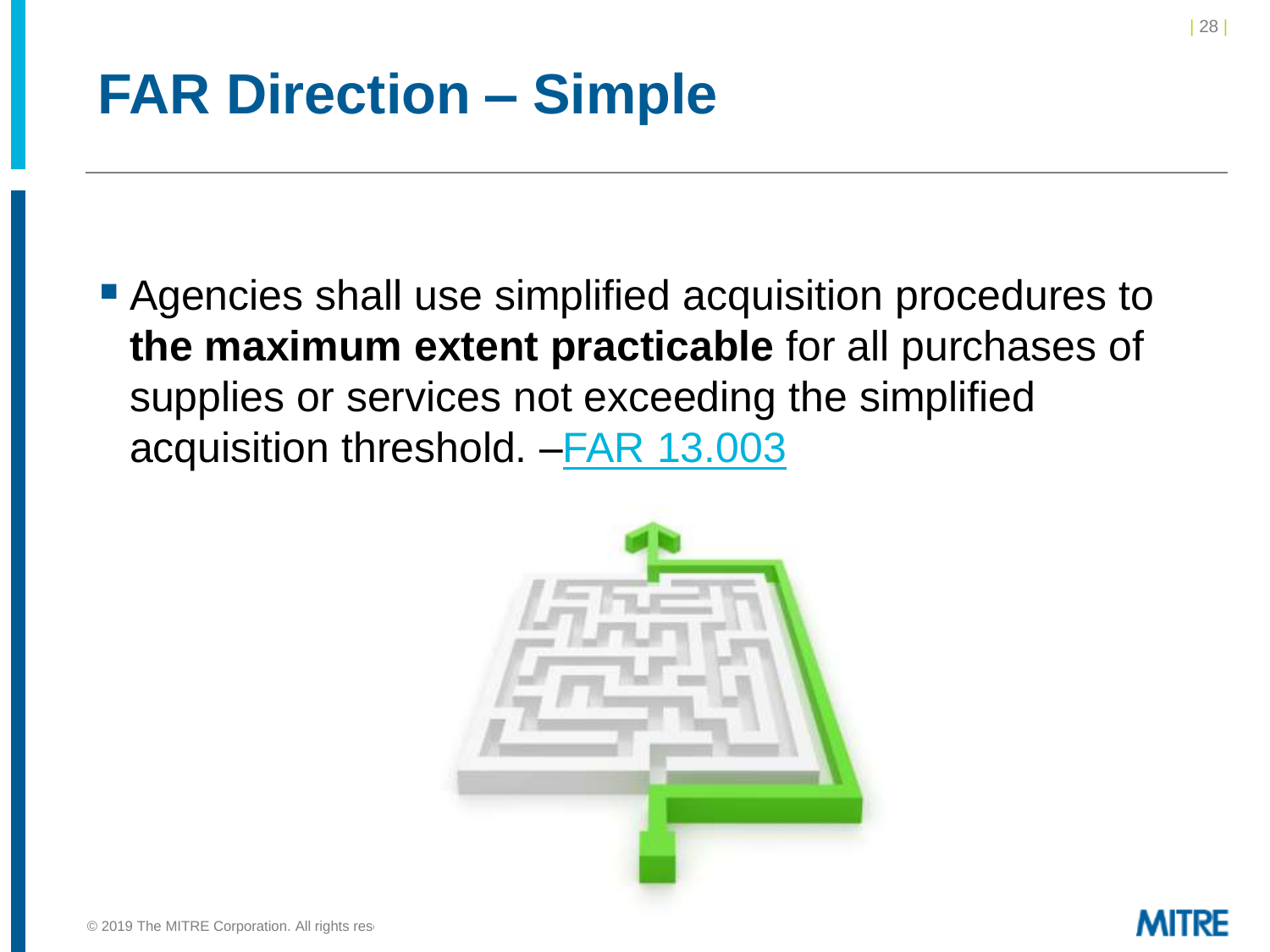# FAR Direction – Simple

- Agencies shall use simplified acquisition procedures to **the maximum extent practicable** for all purchases of supplies or services not exceeding the simplified acquisition threshold. –FAR 13.003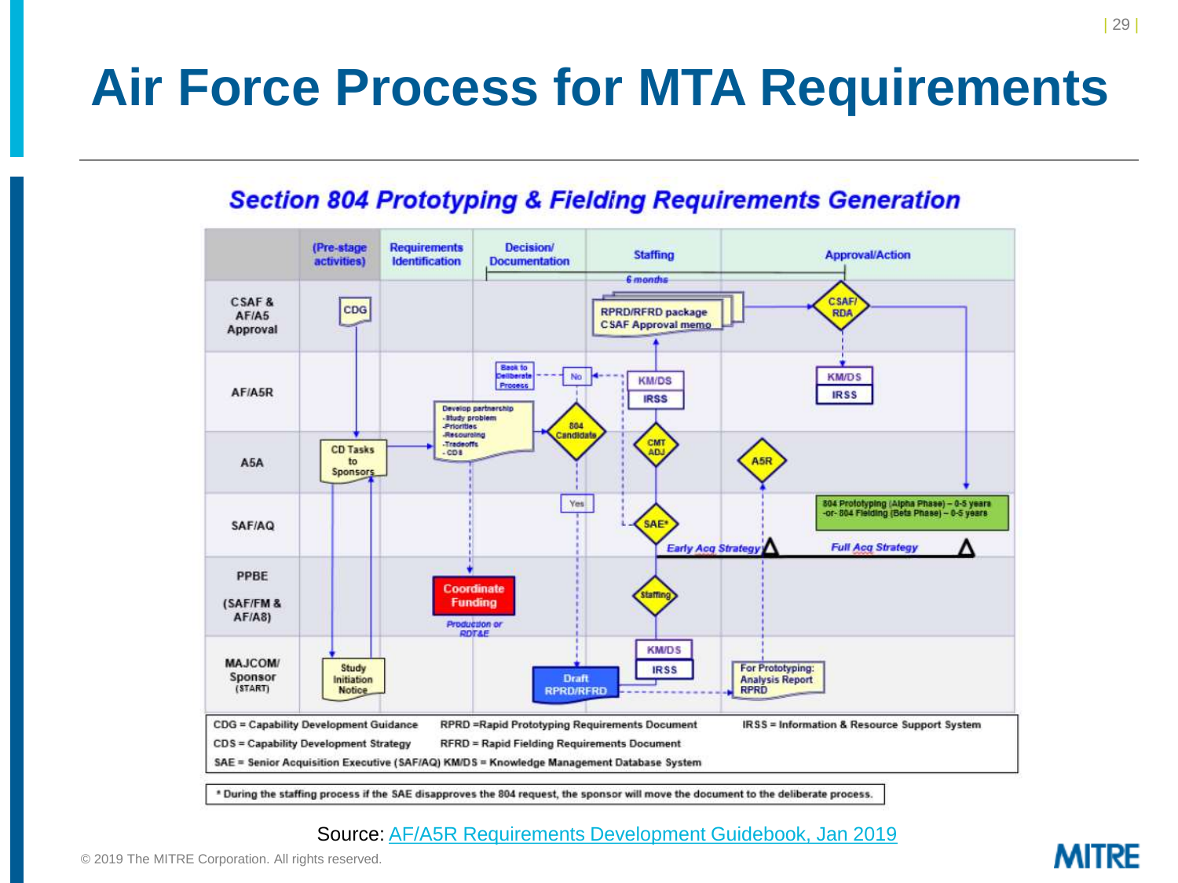# Air Force Process for MTA Requirements

## Section 804 Prototyping & Fielding Requirements Generation

| | (Pre-stage activities) | Requirements Identification | Decision/ Documentation | Staffing | Approval/Action |
|---|---|---|---|---|---|
| CSAF & AF/A5 Approval | CDG | | | RPRD/RFRD package; CSAF Approval memo | CSAF/ RDA |
| AF/A5R | | | Back to Deliberate Process; No; 804 Candidate | KM/DS; IRSS | KM/DS; IRSS |
| A5A | CD Tasks to Sponsors | Develop partnership: -Study problem -Priorities -Resourcing -Tradeoffs -CDS | | CMT ADJ | A5R |
| SAF/AQ | | | Yes | SAE*; Early Acq Strategy | 804 Prototyping (Alpha Phase) – 0-5 years -or- 804 Fielding (Beta Phase) – 0-5 years; Full Acq Strategy |
| PPBE (SAF/FM & AF/A8) | | Coordinate Funding; Production or RDT&E | | Staffing | |
| MAJCOM/ Sponsor (START) | Study Initiation Notice | | Draft RPRD/RFRD | KM/DS; IRSS | For Prototyping: Analysis Report RPRD |

6 months

CDG = Capability Development Guidance
CDS = Capability Development Strategy
SAE = Senior Acquisition Executive (SAF/AQ)
KM/DS = Knowledge Management Database System
RPRD = Rapid Prototyping Requirements Document
RFRD = Rapid Fielding Requirements Document
IRSS = Information & Resource Support System

* During the staffing process if the SAE disapproves the 804 request, the sponsor will move the document to the deliberate process.

Source: AF/A5R Requirements Development Guidebook, Jan 2019

© 2019 The MITRE Corporation. All rights reserved.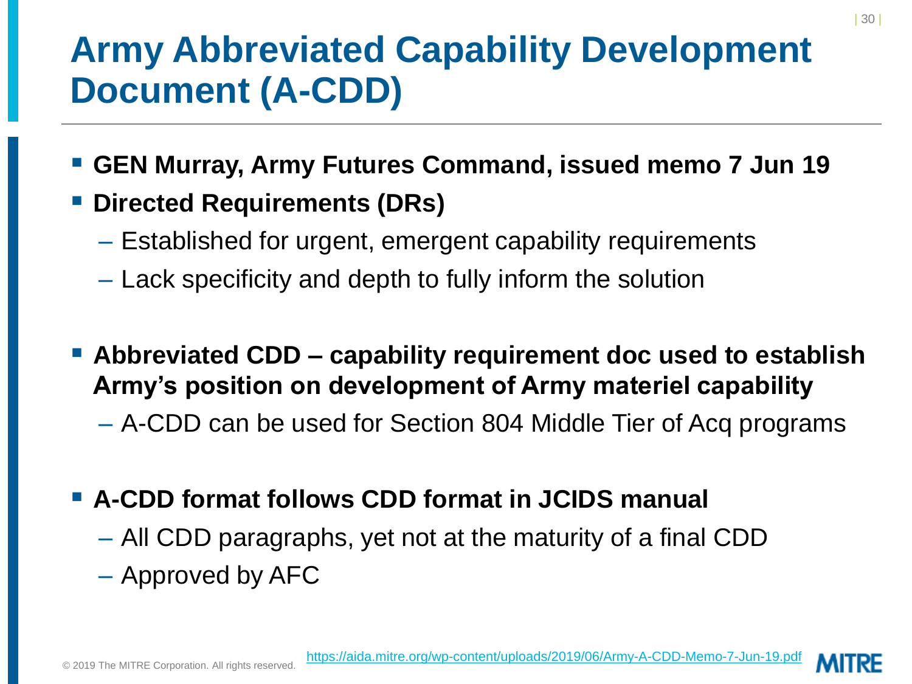# Army Abbreviated Capability Development Document (A-CDD)

- **GEN Murray, Army Futures Command, issued memo 7 Jun 19**
- **Directed Requirements (DRs)**
  - Established for urgent, emergent capability requirements
  - Lack specificity and depth to fully inform the solution
- **Abbreviated CDD – capability requirement doc used to establish Army's position on development of Army materiel capability**
  - A-CDD can be used for Section 804 Middle Tier of Acq programs
- **A-CDD format follows CDD format in JCIDS manual**
  - All CDD paragraphs, yet not at the maturity of a final CDD
  - Approved by AFC

© 2019 The MITRE Corporation. All rights reserved.

https://aida.mitre.org/wp-content/uploads/2019/06/Army-A-CDD-Memo-7-Jun-19.pdf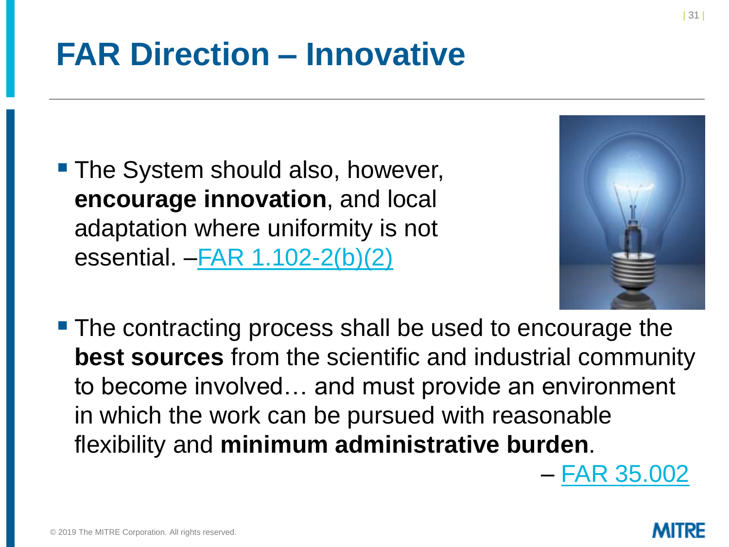# FAR Direction – Innovative

- The System should also, however, **encourage innovation**, and local adaptation where uniformity is not essential. –[FAR 1.102-2(b)(2)]
- The contracting process shall be used to encourage the **best sources** from the scientific and industrial community to become involved… and must provide an environment in which the work can be pursued with reasonable flexibility and **minimum administrative burden**.

  – [FAR 35.002]

© 2019 The MITRE Corporation. All rights reserved.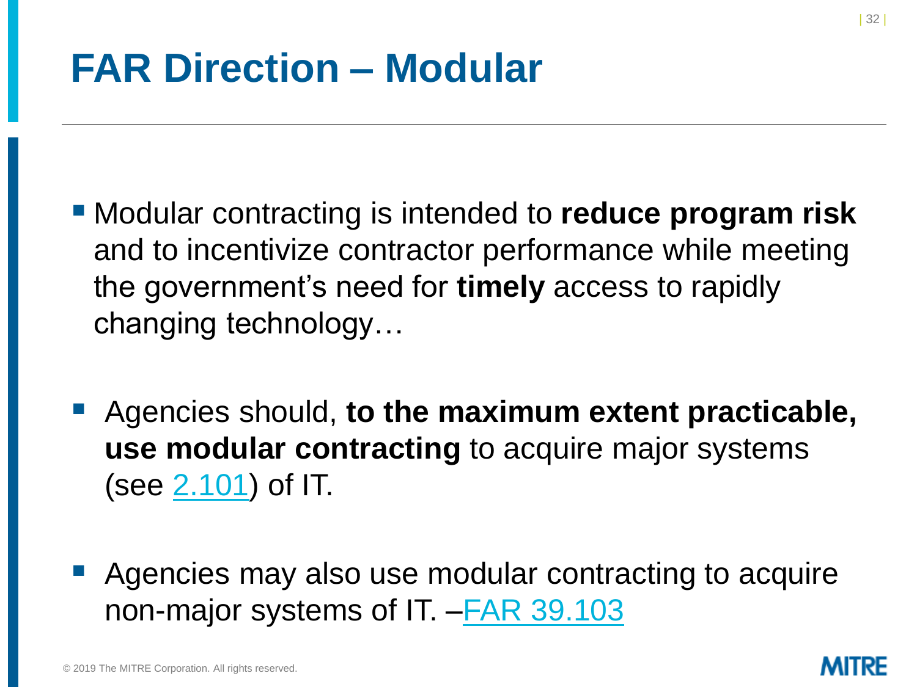# FAR Direction – Modular

- Modular contracting is intended to **reduce program risk** and to incentivize contractor performance while meeting the government's need for **timely** access to rapidly changing technology…

- Agencies should, **to the maximum extent practicable, use modular contracting** to acquire major systems (see 2.101) of IT.

- Agencies may also use modular contracting to acquire non-major systems of IT. –FAR 39.103

© 2019 The MITRE Corporation. All rights reserved.